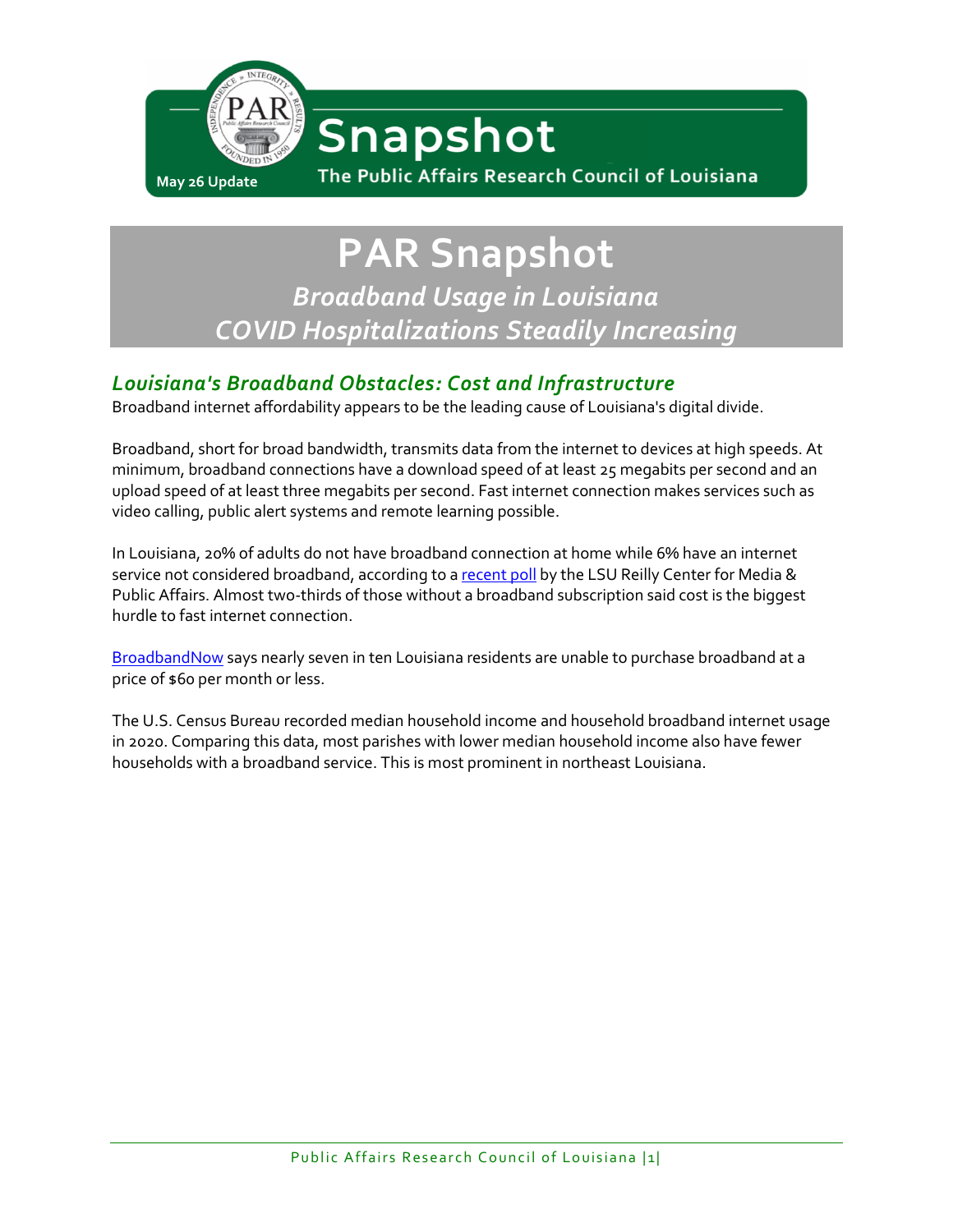May 26 Update

# Snapshot

The Public Affairs Research Council of Louisiana

# PAR Snapshot

*Broadband Usage in Louisiana*
*COVID Hospitalizations Steadily Increasing*

## *Louisiana's Broadband Obstacles: Cost and Infrastructure*

Broadband internet affordability appears to be the leading cause of Louisiana's digital divide.

Broadband, short for broad bandwidth, transmits data from the internet to devices at high speeds. At minimum, broadband connections have a download speed of at least 25 megabits per second and an upload speed of at least three megabits per second. Fast internet connection makes services such as video calling, public alert systems and remote learning possible.

In Louisiana, 20% of adults do not have broadband connection at home while 6% have an internet service not considered broadband, according to a recent poll by the LSU Reilly Center for Media & Public Affairs. Almost two-thirds of those without a broadband subscription said cost is the biggest hurdle to fast internet connection.

BroadbandNow says nearly seven in ten Louisiana residents are unable to purchase broadband at a price of $60 per month or less.

The U.S. Census Bureau recorded median household income and household broadband internet usage in 2020. Comparing this data, most parishes with lower median household income also have fewer households with a broadband service. This is most prominent in northeast Louisiana.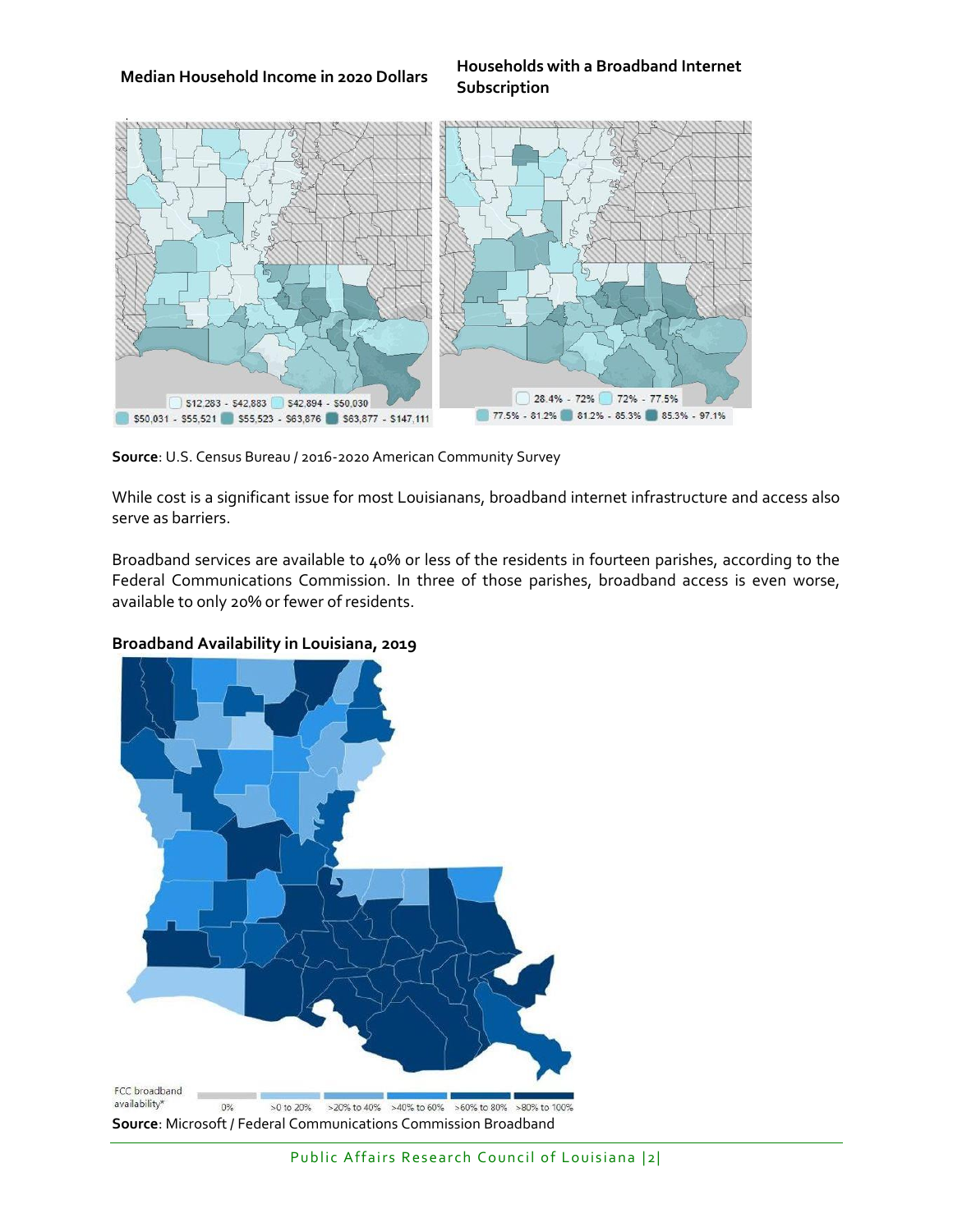**Median Household Income in 2020 Dollars**

**Households with a Broadband Internet Subscription**

$12,283 - $42,883 | $42,894 - $50,030 | $50,031 - $55,521 | $55,523 - $63,876 | $63,877 - $147,111

28.4% - 72% | 72% - 77.5% | 77.5% - 81.2% | 81.2% - 85.3% | 85.3% - 97.1%

**Source**: U.S. Census Bureau / 2016-2020 American Community Survey

While cost is a significant issue for most Louisianans, broadband internet infrastructure and access also serve as barriers.

Broadband services are available to 40% or less of the residents in fourteen parishes, according to the Federal Communications Commission. In three of those parishes, broadband access is even worse, available to only 20% or fewer of residents.

**Broadband Availability in Louisiana, 2019**

FCC broadband availability* 0% | >0 to 20% | >20% to 40% | >40% to 60% | >60% to 80% | >80% to 100%

**Source**: Microsoft / Federal Communications Commission Broadband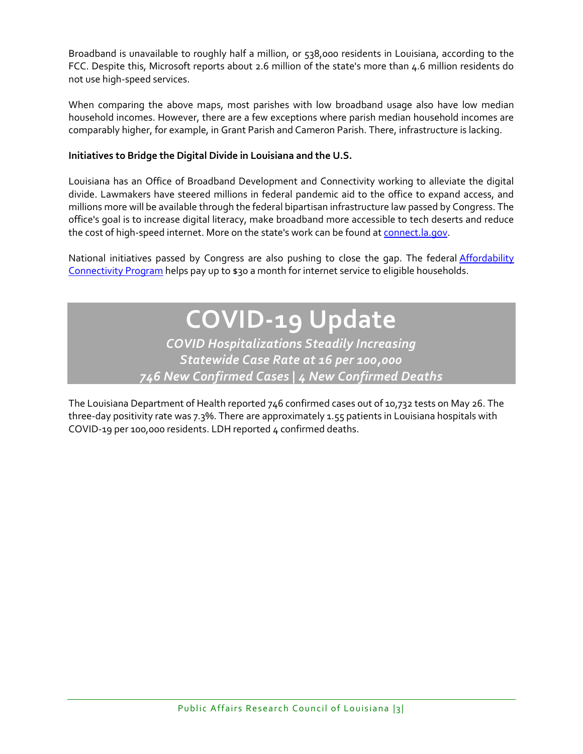Broadband is unavailable to roughly half a million, or 538,000 residents in Louisiana, according to the FCC. Despite this, Microsoft reports about 2.6 million of the state's more than 4.6 million residents do not use high-speed services.

When comparing the above maps, most parishes with low broadband usage also have low median household incomes. However, there are a few exceptions where parish median household incomes are comparably higher, for example, in Grant Parish and Cameron Parish. There, infrastructure is lacking.

**Initiatives to Bridge the Digital Divide in Louisiana and the U.S.**

Louisiana has an Office of Broadband Development and Connectivity working to alleviate the digital divide. Lawmakers have steered millions in federal pandemic aid to the office to expand access, and millions more will be available through the federal bipartisan infrastructure law passed by Congress. The office's goal is to increase digital literacy, make broadband more accessible to tech deserts and reduce the cost of high-speed internet. More on the state's work can be found at connect.la.gov.

National initiatives passed by Congress are also pushing to close the gap. The federal Affordability Connectivity Program helps pay up to $30 a month for internet service to eligible households.

# COVID-19 Update

***COVID Hospitalizations Steadily Increasing***

***Statewide Case Rate at 16 per 100,000***

***746 New Confirmed Cases | 4 New Confirmed Deaths***

The Louisiana Department of Health reported 746 confirmed cases out of 10,732 tests on May 26. The three-day positivity rate was 7.3%. There are approximately 1.55 patients in Louisiana hospitals with COVID-19 per 100,000 residents. LDH reported 4 confirmed deaths.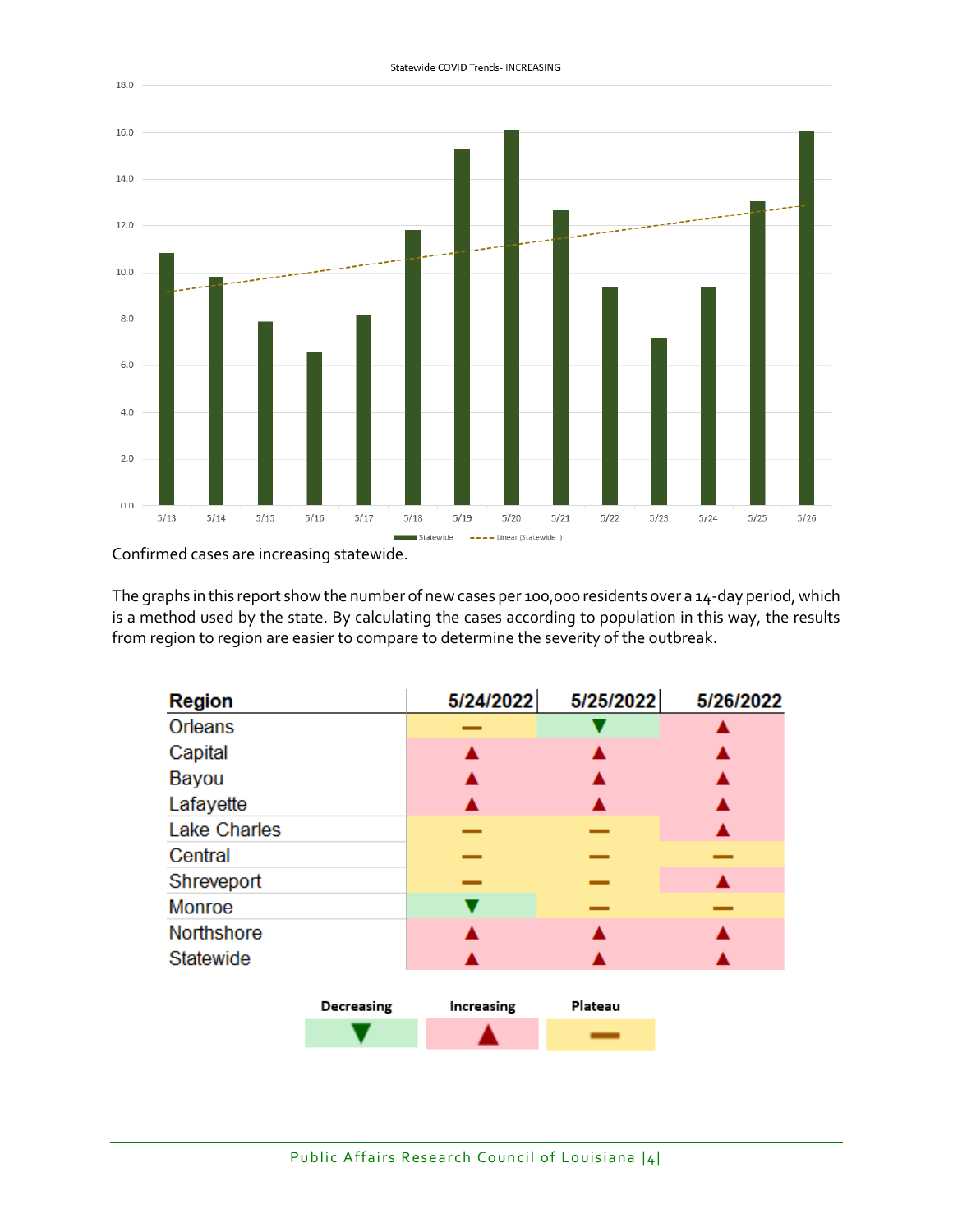Statewide COVID Trends- INCREASING

Confirmed cases are increasing statewide.

The graphs in this report show the number of new cases per 100,000 residents over a 14-day period, which is a method used by the state. By calculating the cases according to population in this way, the results from region to region are easier to compare to determine the severity of the outbreak.

| Region | 5/24/2022 | 5/25/2022 | 5/26/2022 |
|---|---|---|---|
| Orleans | — | ▼ | ▲ |
| Capital | ▲ | ▲ | ▲ |
| Bayou | ▲ | ▲ | ▲ |
| Lafayette | ▲ | ▲ | ▲ |
| Lake Charles | — | — | ▲ |
| Central | — | — | — |
| Shreveport | — | — | ▲ |
| Monroe | ▼ | — | — |
| Northshore | ▲ | ▲ | ▲ |
| Statewide | ▲ | ▲ | ▲ |

| Decreasing | Increasing | Plateau |
|---|---|---|
| ▼ | ▲ | — |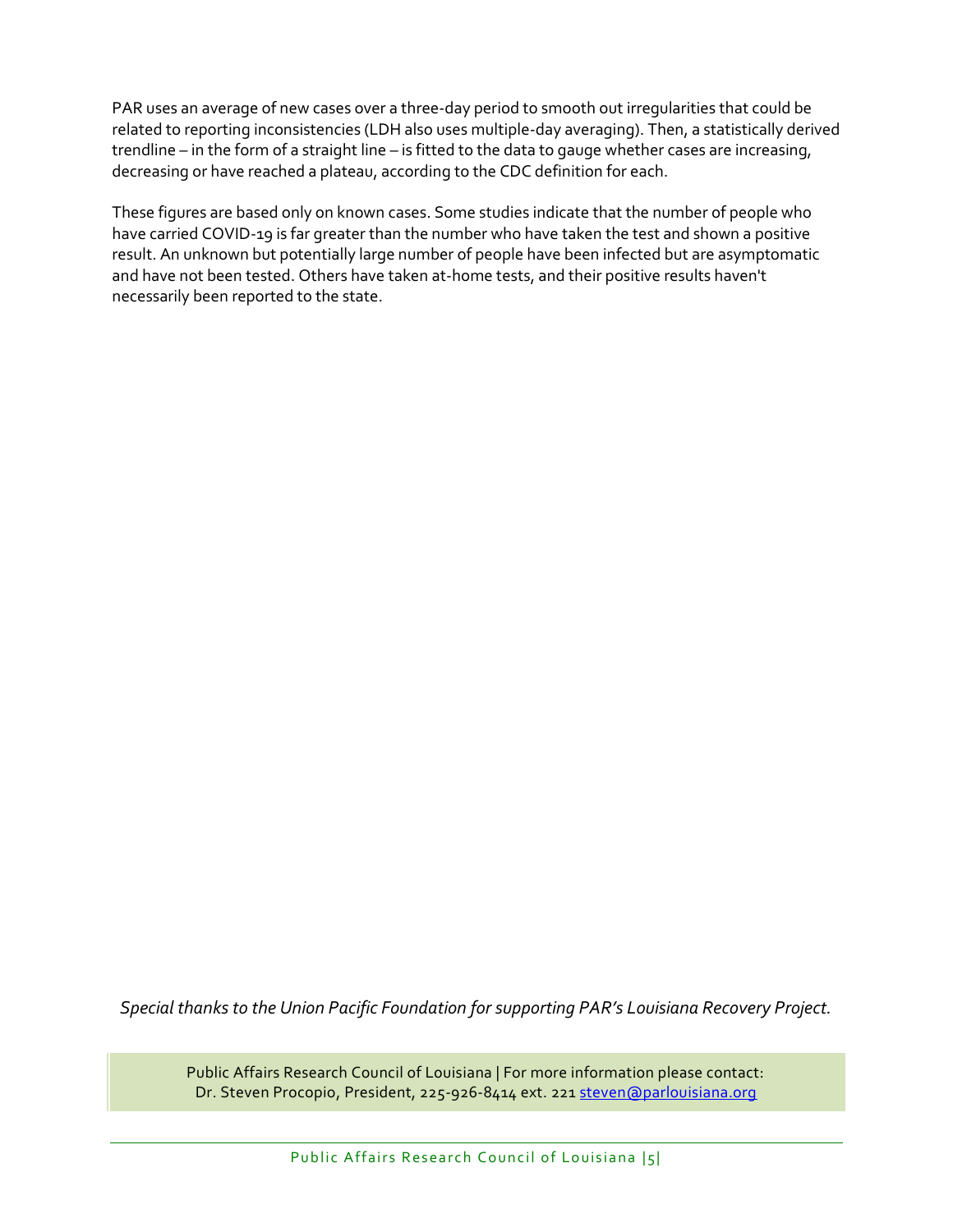PAR uses an average of new cases over a three-day period to smooth out irregularities that could be related to reporting inconsistencies (LDH also uses multiple-day averaging). Then, a statistically derived trendline – in the form of a straight line – is fitted to the data to gauge whether cases are increasing, decreasing or have reached a plateau, according to the CDC definition for each.

These figures are based only on known cases. Some studies indicate that the number of people who have carried COVID-19 is far greater than the number who have taken the test and shown a positive result. An unknown but potentially large number of people have been infected but are asymptomatic and have not been tested. Others have taken at-home tests, and their positive results haven't necessarily been reported to the state.

*Special thanks to the Union Pacific Foundation for supporting PAR's Louisiana Recovery Project.*

Public Affairs Research Council of Louisiana | For more information please contact:
Dr. Steven Procopio, President, 225-926-8414 ext. 221 steven@parlouisiana.org